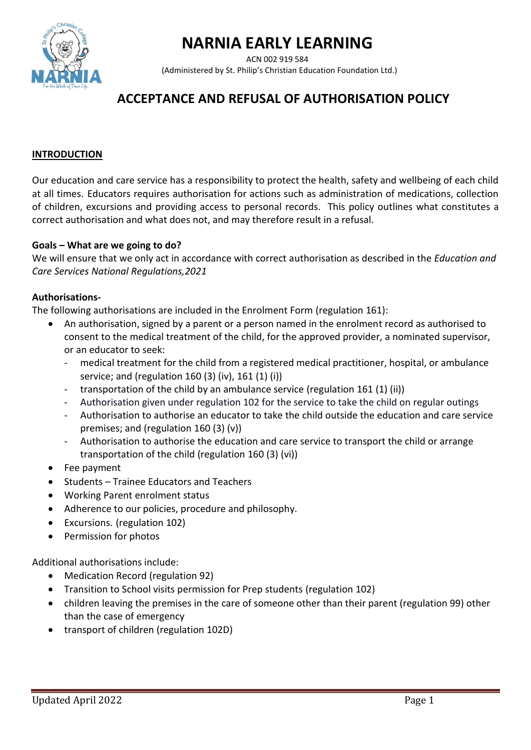# NARNIA EARLY LEARNING

ACN 002 919 584
(Administered by St. Philip's Christian Education Foundation Ltd.)

## ACCEPTANCE AND REFUSAL OF AUTHORISATION POLICY

**INTRODUCTION**

Our education and care service has a responsibility to protect the health, safety and wellbeing of each child at all times. Educators requires authorisation for actions such as administration of medications, collection of children, excursions and providing access to personal records. This policy outlines what constitutes a correct authorisation and what does not, and may therefore result in a refusal.

**Goals – What are we going to do?**

We will ensure that we only act in accordance with correct authorisation as described in the *Education and Care Services National Regulations,2021*

**Authorisations-**

The following authorisations are included in the Enrolment Form (regulation 161):

- An authorisation, signed by a parent or a person named in the enrolment record as authorised to consent to the medical treatment of the child, for the approved provider, a nominated supervisor, or an educator to seek:
  - medical treatment for the child from a registered medical practitioner, hospital, or ambulance service; and (regulation 160 (3) (iv), 161 (1) (i))
  - transportation of the child by an ambulance service (regulation 161 (1) (ii))
  - Authorisation given under regulation 102 for the service to take the child on regular outings
  - Authorisation to authorise an educator to take the child outside the education and care service premises; and (regulation 160 (3) (v))
  - Authorisation to authorise the education and care service to transport the child or arrange transportation of the child (regulation 160 (3) (vi))
- Fee payment
- Students – Trainee Educators and Teachers
- Working Parent enrolment status
- Adherence to our policies, procedure and philosophy.
- Excursions. (regulation 102)
- Permission for photos

Additional authorisations include:

- Medication Record (regulation 92)
- Transition to School visits permission for Prep students (regulation 102)
- children leaving the premises in the care of someone other than their parent (regulation 99) other than the case of emergency
- transport of children (regulation 102D)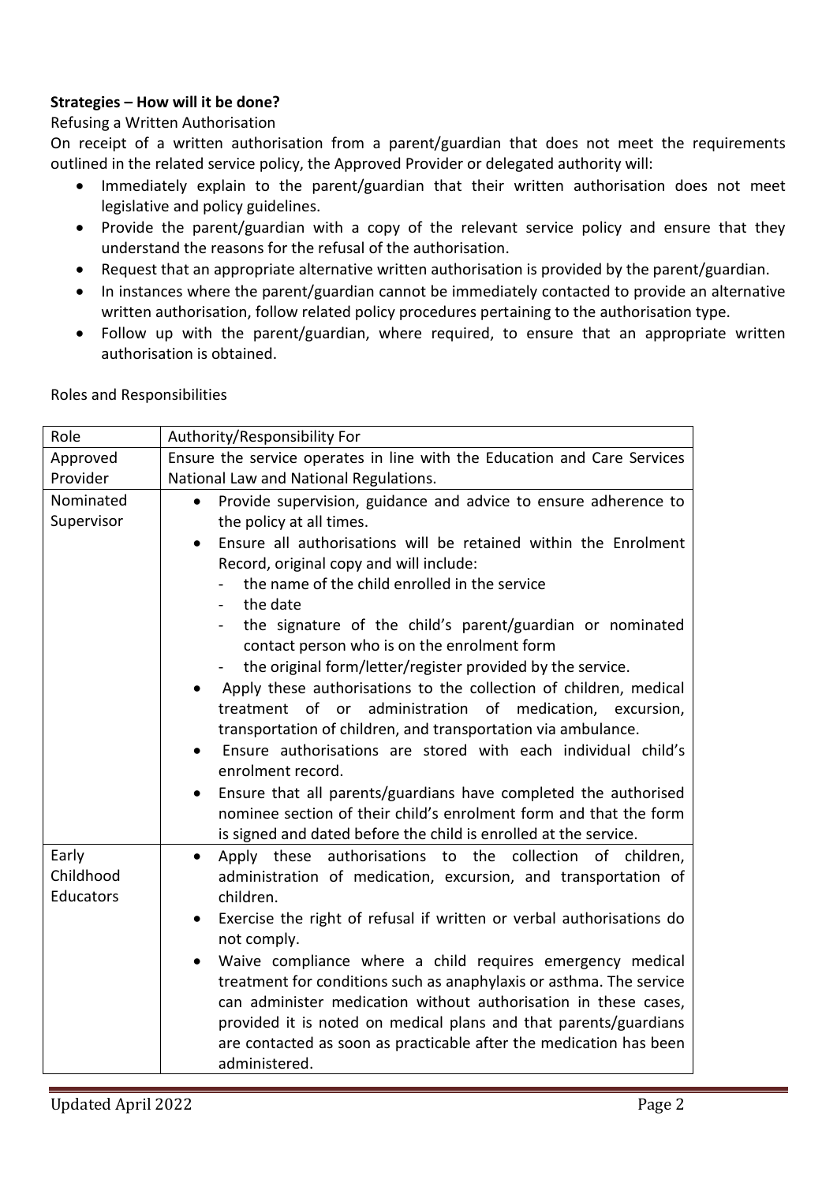**Strategies – How will it be done?**

Refusing a Written Authorisation

On receipt of a written authorisation from a parent/guardian that does not meet the requirements outlined in the related service policy, the Approved Provider or delegated authority will:

- Immediately explain to the parent/guardian that their written authorisation does not meet legislative and policy guidelines.
- Provide the parent/guardian with a copy of the relevant service policy and ensure that they understand the reasons for the refusal of the authorisation.
- Request that an appropriate alternative written authorisation is provided by the parent/guardian.
- In instances where the parent/guardian cannot be immediately contacted to provide an alternative written authorisation, follow related policy procedures pertaining to the authorisation type.
- Follow up with the parent/guardian, where required, to ensure that an appropriate written authorisation is obtained.

Roles and Responsibilities

| Role | Authority/Responsibility For |
| --- | --- |
| Approved Provider | Ensure the service operates in line with the Education and Care Services National Law and National Regulations. |
| Nominated Supervisor | • Provide supervision, guidance and advice to ensure adherence to the policy at all times.<br>• Ensure all authorisations will be retained within the Enrolment Record, original copy and will include:<br>- the name of the child enrolled in the service<br>- the date<br>- the signature of the child's parent/guardian or nominated contact person who is on the enrolment form<br>- the original form/letter/register provided by the service.<br>• Apply these authorisations to the collection of children, medical treatment of or administration of medication, excursion, transportation of children, and transportation via ambulance.<br>• Ensure authorisations are stored with each individual child's enrolment record.<br>• Ensure that all parents/guardians have completed the authorised nominee section of their child's enrolment form and that the form is signed and dated before the child is enrolled at the service. |
| Early Childhood Educators | • Apply these authorisations to the collection of children, administration of medication, excursion, and transportation of children.<br>• Exercise the right of refusal if written or verbal authorisations do not comply.<br>• Waive compliance where a child requires emergency medical treatment for conditions such as anaphylaxis or asthma. The service can administer medication without authorisation in these cases, provided it is noted on medical plans and that parents/guardians are contacted as soon as practicable after the medication has been administered. |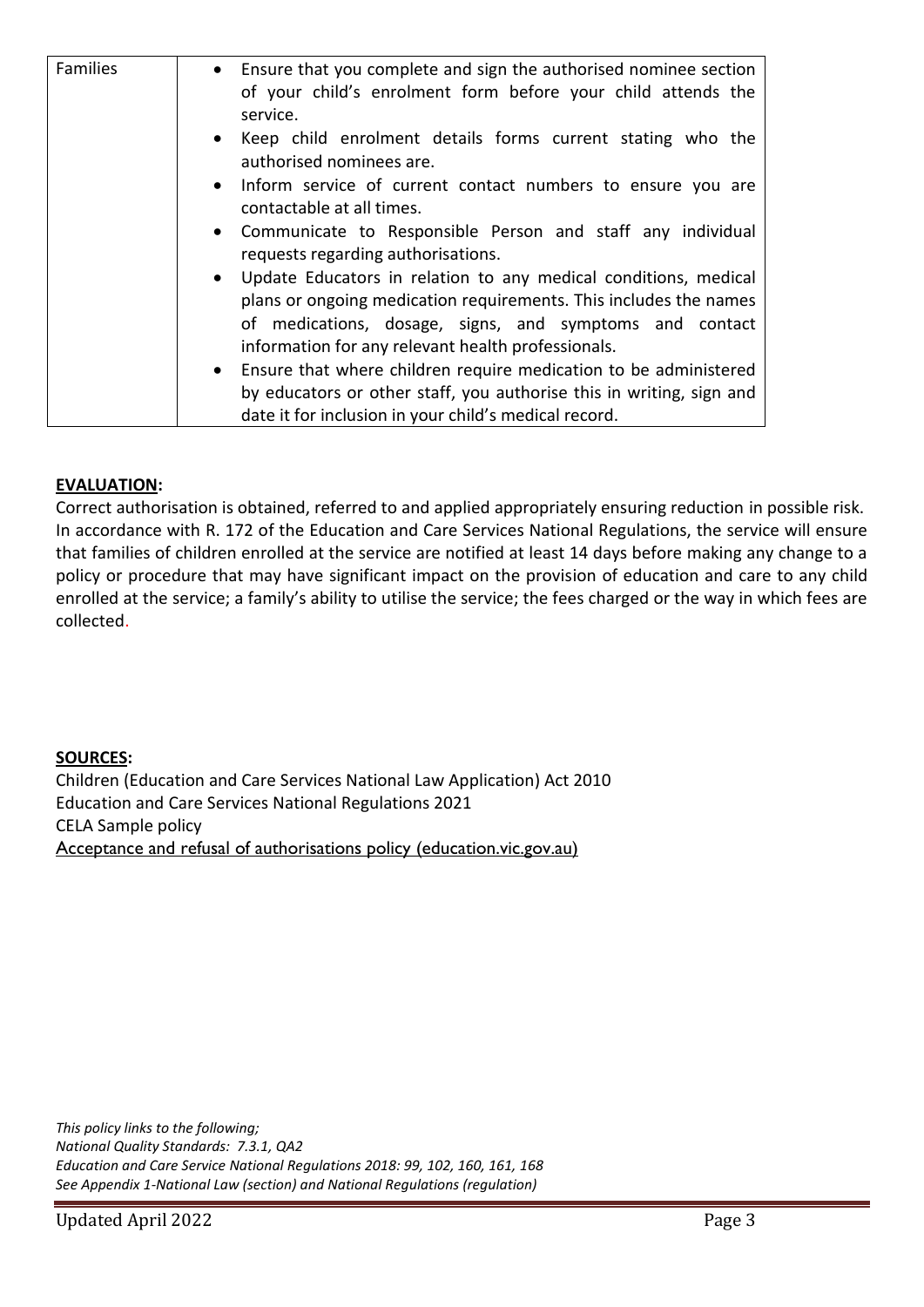| | |
|---|---|
| Families | • Ensure that you complete and sign the authorised nominee section of your child's enrolment form before your child attends the service.<br>• Keep child enrolment details forms current stating who the authorised nominees are.<br>• Inform service of current contact numbers to ensure you are contactable at all times.<br>• Communicate to Responsible Person and staff any individual requests regarding authorisations.<br>• Update Educators in relation to any medical conditions, medical plans or ongoing medication requirements. This includes the names of medications, dosage, signs, and symptoms and contact information for any relevant health professionals.<br>• Ensure that where children require medication to be administered by educators or other staff, you authorise this in writing, sign and date it for inclusion in your child's medical record. |

**EVALUATION:**

Correct authorisation is obtained, referred to and applied appropriately ensuring reduction in possible risk. In accordance with R. 172 of the Education and Care Services National Regulations, the service will ensure that families of children enrolled at the service are notified at least 14 days before making any change to a policy or procedure that may have significant impact on the provision of education and care to any child enrolled at the service; a family's ability to utilise the service; the fees charged or the way in which fees are collected.

**SOURCES:**

Children (Education and Care Services National Law Application) Act 2010
Education and Care Services National Regulations 2021
CELA Sample policy
Acceptance and refusal of authorisations policy (education.vic.gov.au)

*This policy links to the following;*
*National Quality Standards: 7.3.1, QA2*
*Education and Care Service National Regulations 2018: 99, 102, 160, 161, 168*
*See Appendix 1-National Law (section) and National Regulations (regulation)*

Updated April 2022